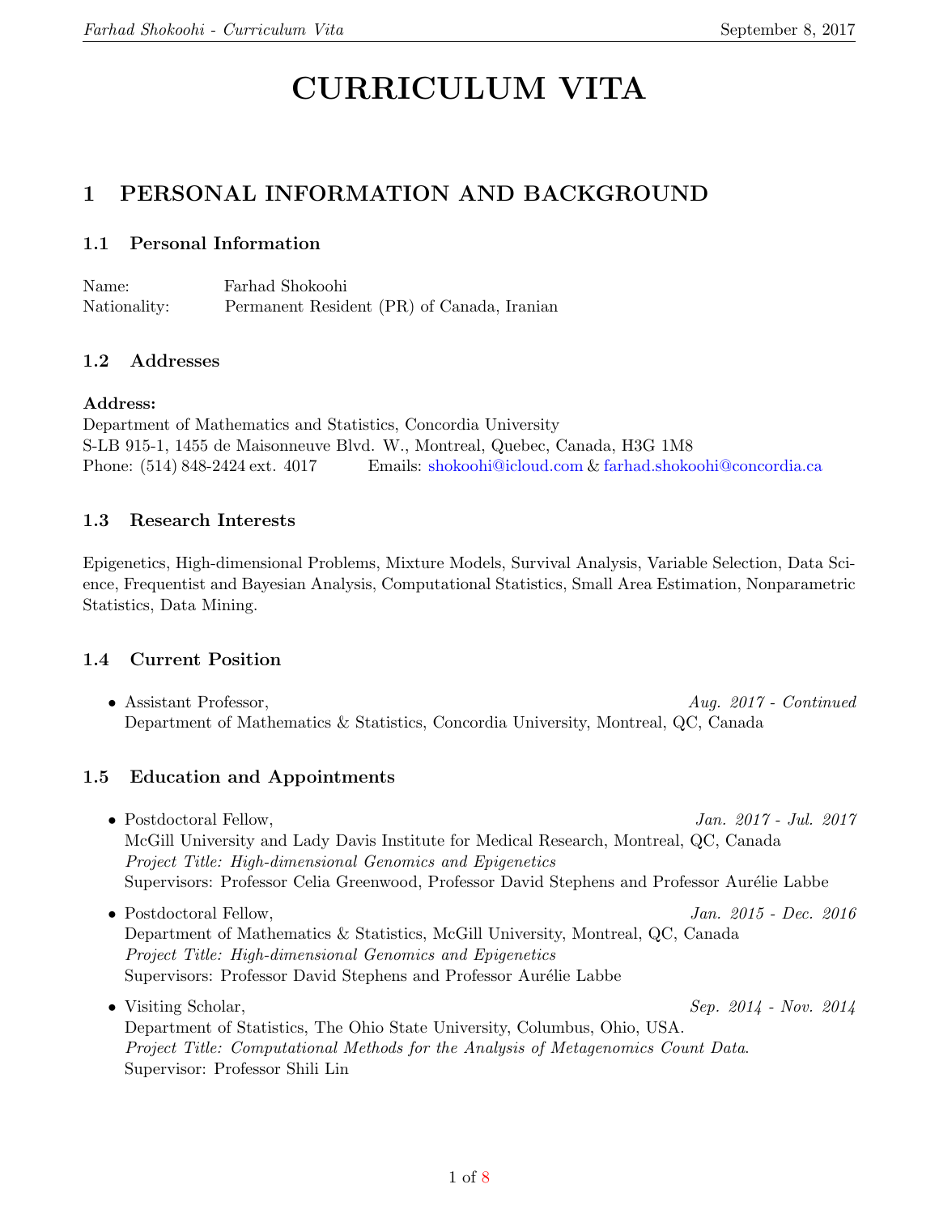# CURRICULUM VITA

## 1 PERSONAL INFORMATION AND BACKGROUND

### 1.1 Personal Information

Name: Farhad Shokoohi
Nationality: Permanent Resident (PR) of Canada, Iranian

### 1.2 Addresses

**Address:**
Department of Mathematics and Statistics, Concordia University
S-LB 915-1, 1455 de Maisonneuve Blvd. W., Montreal, Quebec, Canada, H3G 1M8
Phone: (514) 848-2424 ext. 4017 Emails: shokoohi@icloud.com & farhad.shokoohi@concordia.ca

### 1.3 Research Interests

Epigenetics, High-dimensional Problems, Mixture Models, Survival Analysis, Variable Selection, Data Science, Frequentist and Bayesian Analysis, Computational Statistics, Small Area Estimation, Nonparametric Statistics, Data Mining.

### 1.4 Current Position

- Assistant Professor, *Aug. 2017 - Continued*
  Department of Mathematics & Statistics, Concordia University, Montreal, QC, Canada

### 1.5 Education and Appointments

- Postdoctoral Fellow, *Jan. 2017 - Jul. 2017*
  McGill University and Lady Davis Institute for Medical Research, Montreal, QC, Canada
  *Project Title: High-dimensional Genomics and Epigenetics*
  Supervisors: Professor Celia Greenwood, Professor David Stephens and Professor Aurélie Labbe
- Postdoctoral Fellow, *Jan. 2015 - Dec. 2016*
  Department of Mathematics & Statistics, McGill University, Montreal, QC, Canada
  *Project Title: High-dimensional Genomics and Epigenetics*
  Supervisors: Professor David Stephens and Professor Aurélie Labbe
- Visiting Scholar, *Sep. 2014 - Nov. 2014*
  Department of Statistics, The Ohio State University, Columbus, Ohio, USA.
  *Project Title: Computational Methods for the Analysis of Metagenomics Count Data.*
  Supervisor: Professor Shili Lin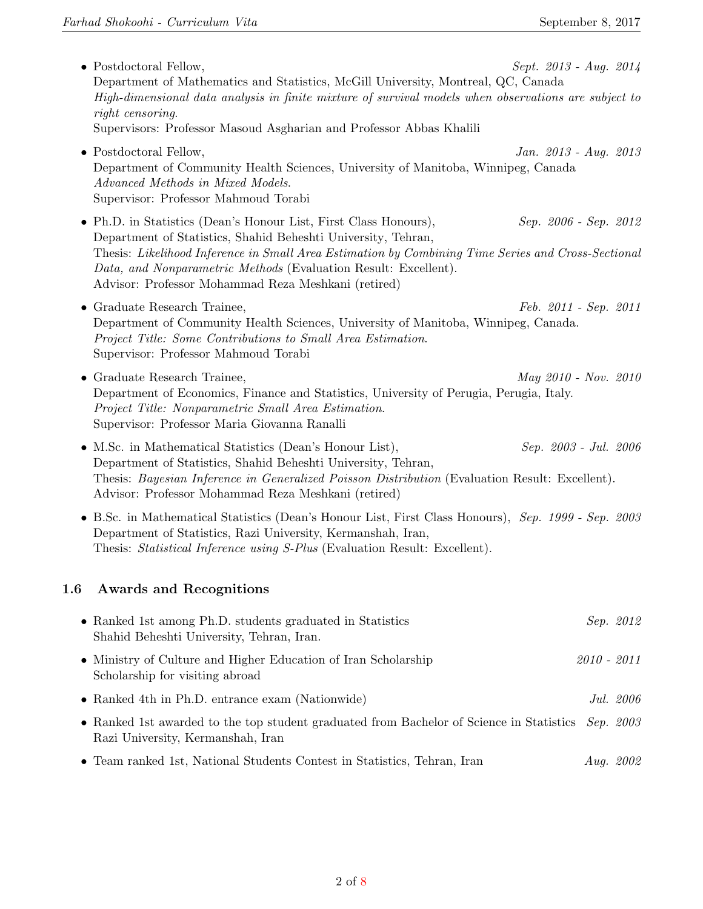- Postdoctoral Fellow, *Sept. 2013 - Aug. 2014*
  Department of Mathematics and Statistics, McGill University, Montreal, QC, Canada
  *High-dimensional data analysis in finite mixture of survival models when observations are subject to right censoring*.
  Supervisors: Professor Masoud Asgharian and Professor Abbas Khalili

- Postdoctoral Fellow, *Jan. 2013 - Aug. 2013*
  Department of Community Health Sciences, University of Manitoba, Winnipeg, Canada
  *Advanced Methods in Mixed Models*.
  Supervisor: Professor Mahmoud Torabi

- Ph.D. in Statistics (Dean's Honour List, First Class Honours), *Sep. 2006 - Sep. 2012*
  Department of Statistics, Shahid Beheshti University, Tehran,
  Thesis: *Likelihood Inference in Small Area Estimation by Combining Time Series and Cross-Sectional Data, and Nonparametric Methods* (Evaluation Result: Excellent).
  Advisor: Professor Mohammad Reza Meshkani (retired)

- Graduate Research Trainee, *Feb. 2011 - Sep. 2011*
  Department of Community Health Sciences, University of Manitoba, Winnipeg, Canada.
  *Project Title: Some Contributions to Small Area Estimation*.
  Supervisor: Professor Mahmoud Torabi

- Graduate Research Trainee, *May 2010 - Nov. 2010*
  Department of Economics, Finance and Statistics, University of Perugia, Perugia, Italy.
  *Project Title: Nonparametric Small Area Estimation*.
  Supervisor: Professor Maria Giovanna Ranalli

- M.Sc. in Mathematical Statistics (Dean's Honour List), *Sep. 2003 - Jul. 2006*
  Department of Statistics, Shahid Beheshti University, Tehran,
  Thesis: *Bayesian Inference in Generalized Poisson Distribution* (Evaluation Result: Excellent).
  Advisor: Professor Mohammad Reza Meshkani (retired)

- B.Sc. in Mathematical Statistics (Dean's Honour List, First Class Honours), *Sep. 1999 - Sep. 2003*
  Department of Statistics, Razi University, Kermanshah, Iran,
  Thesis: *Statistical Inference using S-Plus* (Evaluation Result: Excellent).

## 1.6 Awards and Recognitions

- Ranked 1st among Ph.D. students graduated in Statistics *Sep. 2012*
  Shahid Beheshti University, Tehran, Iran.

- Ministry of Culture and Higher Education of Iran Scholarship *2010 - 2011*
  Scholarship for visiting abroad

- Ranked 4th in Ph.D. entrance exam (Nationwide) *Jul. 2006*

- Ranked 1st awarded to the top student graduated from Bachelor of Science in Statistics *Sep. 2003*
  Razi University, Kermanshah, Iran

- Team ranked 1st, National Students Contest in Statistics, Tehran, Iran *Aug. 2002*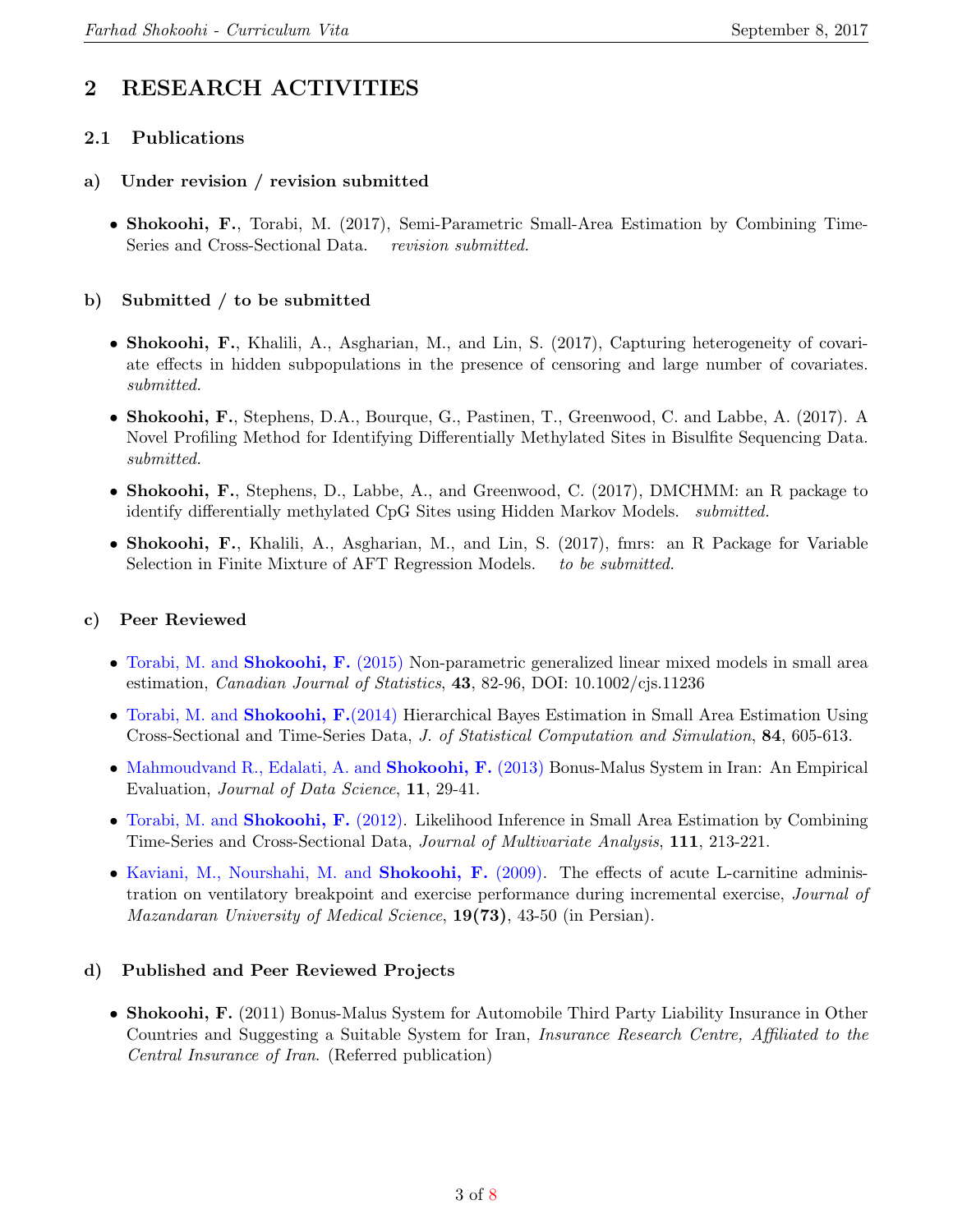# 2 RESEARCH ACTIVITIES

## 2.1 Publications

### a) Under revision / revision submitted

- **Shokoohi, F.**, Torabi, M. (2017), Semi-Parametric Small-Area Estimation by Combining Time-Series and Cross-Sectional Data. *revision submitted.*

### b) Submitted / to be submitted

- **Shokoohi, F.**, Khalili, A., Asgharian, M., and Lin, S. (2017), Capturing heterogeneity of covariate effects in hidden subpopulations in the presence of censoring and large number of covariates. *submitted.*
- **Shokoohi, F.**, Stephens, D.A., Bourque, G., Pastinen, T., Greenwood, C. and Labbe, A. (2017). A Novel Profiling Method for Identifying Differentially Methylated Sites in Bisulfite Sequencing Data. *submitted.*
- **Shokoohi, F.**, Stephens, D., Labbe, A., and Greenwood, C. (2017), DMCHMM: an R package to identify differentially methylated CpG Sites using Hidden Markov Models. *submitted.*
- **Shokoohi, F.**, Khalili, A., Asgharian, M., and Lin, S. (2017), fmrs: an R Package for Variable Selection in Finite Mixture of AFT Regression Models. *to be submitted.*

### c) Peer Reviewed

- Torabi, M. and **Shokoohi, F.** (2015) Non-parametric generalized linear mixed models in small area estimation, *Canadian Journal of Statistics*, **43**, 82-96, DOI: 10.1002/cjs.11236
- Torabi, M. and **Shokoohi, F.**(2014) Hierarchical Bayes Estimation in Small Area Estimation Using Cross-Sectional and Time-Series Data, *J. of Statistical Computation and Simulation*, **84**, 605-613.
- Mahmoudvand R., Edalati, A. and **Shokoohi, F.** (2013) Bonus-Malus System in Iran: An Empirical Evaluation, *Journal of Data Science*, **11**, 29-41.
- Torabi, M. and **Shokoohi, F.** (2012). Likelihood Inference in Small Area Estimation by Combining Time-Series and Cross-Sectional Data, *Journal of Multivariate Analysis*, **111**, 213-221.
- Kaviani, M., Nourshahi, M. and **Shokoohi, F.** (2009). The effects of acute L-carnitine administration on ventilatory breakpoint and exercise performance during incremental exercise, *Journal of Mazandaran University of Medical Science*, **19(73)**, 43-50 (in Persian).

### d) Published and Peer Reviewed Projects

- **Shokoohi, F.** (2011) Bonus-Malus System for Automobile Third Party Liability Insurance in Other Countries and Suggesting a Suitable System for Iran, *Insurance Research Centre, Affiliated to the Central Insurance of Iran*. (Referred publication)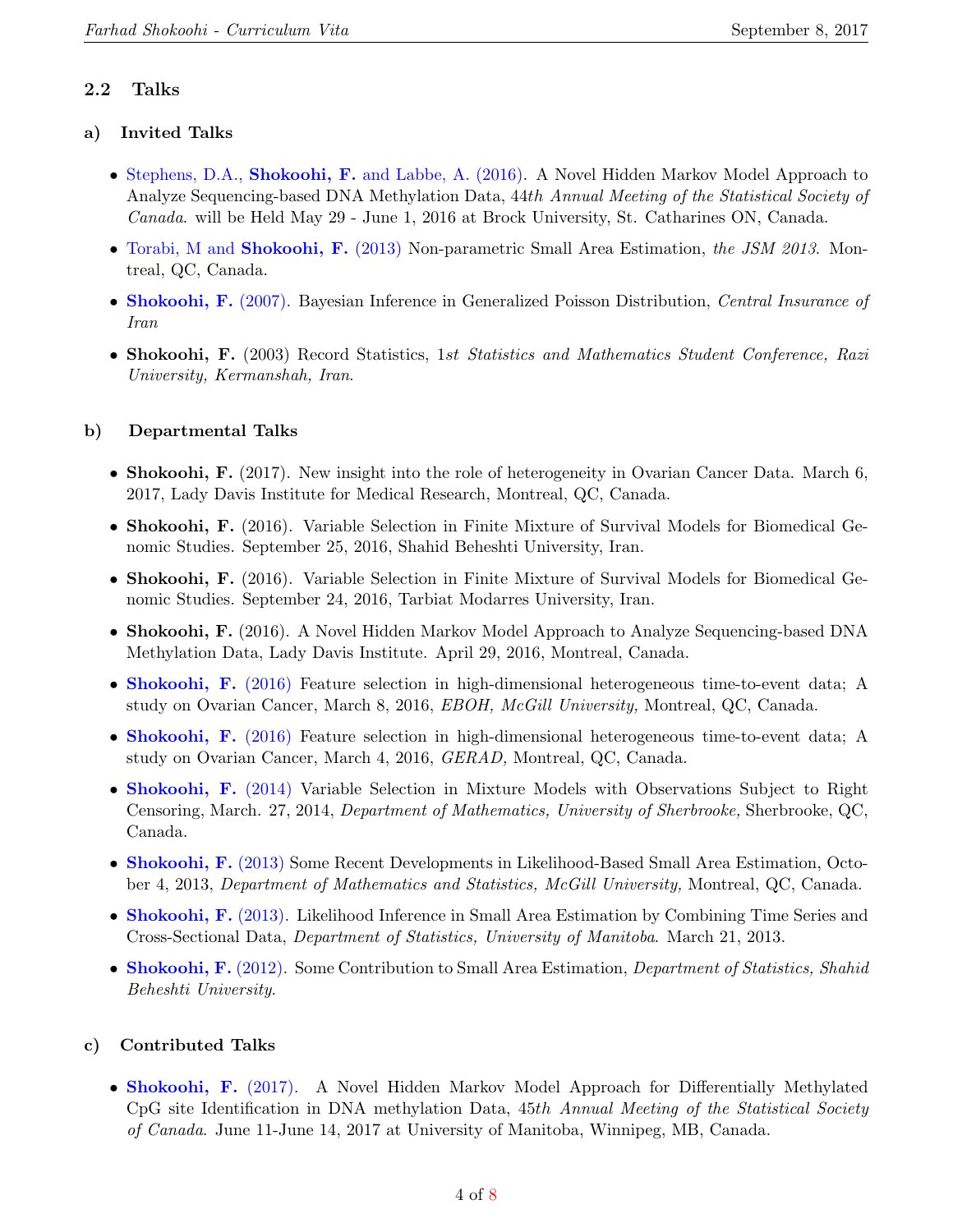## 2.2 Talks

### a) Invited Talks

- Stephens, D.A., **Shokoohi, F.** and Labbe, A. (2016). A Novel Hidden Markov Model Approach to Analyze Sequencing-based DNA Methylation Data, 44*th Annual Meeting of the Statistical Society of Canada*. will be Held May 29 - June 1, 2016 at Brock University, St. Catharines ON, Canada.
- Torabi, M and **Shokoohi, F.** (2013) Non-parametric Small Area Estimation, *the JSM 2013*. Montreal, QC, Canada.
- **Shokoohi, F.** (2007). Bayesian Inference in Generalized Poisson Distribution, *Central Insurance of Iran*
- **Shokoohi, F.** (2003) Record Statistics, 1*st Statistics and Mathematics Student Conference, Razi University, Kermanshah, Iran*.

### b) Departmental Talks

- **Shokoohi, F.** (2017). New insight into the role of heterogeneity in Ovarian Cancer Data. March 6, 2017, Lady Davis Institute for Medical Research, Montreal, QC, Canada.
- **Shokoohi, F.** (2016). Variable Selection in Finite Mixture of Survival Models for Biomedical Genomic Studies. September 25, 2016, Shahid Beheshti University, Iran.
- **Shokoohi, F.** (2016). Variable Selection in Finite Mixture of Survival Models for Biomedical Genomic Studies. September 24, 2016, Tarbiat Modarres University, Iran.
- **Shokoohi, F.** (2016). A Novel Hidden Markov Model Approach to Analyze Sequencing-based DNA Methylation Data, Lady Davis Institute. April 29, 2016, Montreal, Canada.
- **Shokoohi, F.** (2016) Feature selection in high-dimensional heterogeneous time-to-event data; A study on Ovarian Cancer, March 8, 2016, *EBOH, McGill University,* Montreal, QC, Canada.
- **Shokoohi, F.** (2016) Feature selection in high-dimensional heterogeneous time-to-event data; A study on Ovarian Cancer, March 4, 2016, *GERAD,* Montreal, QC, Canada.
- **Shokoohi, F.** (2014) Variable Selection in Mixture Models with Observations Subject to Right Censoring, March. 27, 2014, *Department of Mathematics, University of Sherbrooke,* Sherbrooke, QC, Canada.
- **Shokoohi, F.** (2013) Some Recent Developments in Likelihood-Based Small Area Estimation, October 4, 2013, *Department of Mathematics and Statistics, McGill University,* Montreal, QC, Canada.
- **Shokoohi, F.** (2013). Likelihood Inference in Small Area Estimation by Combining Time Series and Cross-Sectional Data, *Department of Statistics, University of Manitoba*. March 21, 2013.
- **Shokoohi, F.** (2012). Some Contribution to Small Area Estimation, *Department of Statistics, Shahid Beheshti University*.

### c) Contributed Talks

- **Shokoohi, F.** (2017). A Novel Hidden Markov Model Approach for Differentially Methylated CpG site Identification in DNA methylation Data, 45*th Annual Meeting of the Statistical Society of Canada*. June 11-June 14, 2017 at University of Manitoba, Winnipeg, MB, Canada.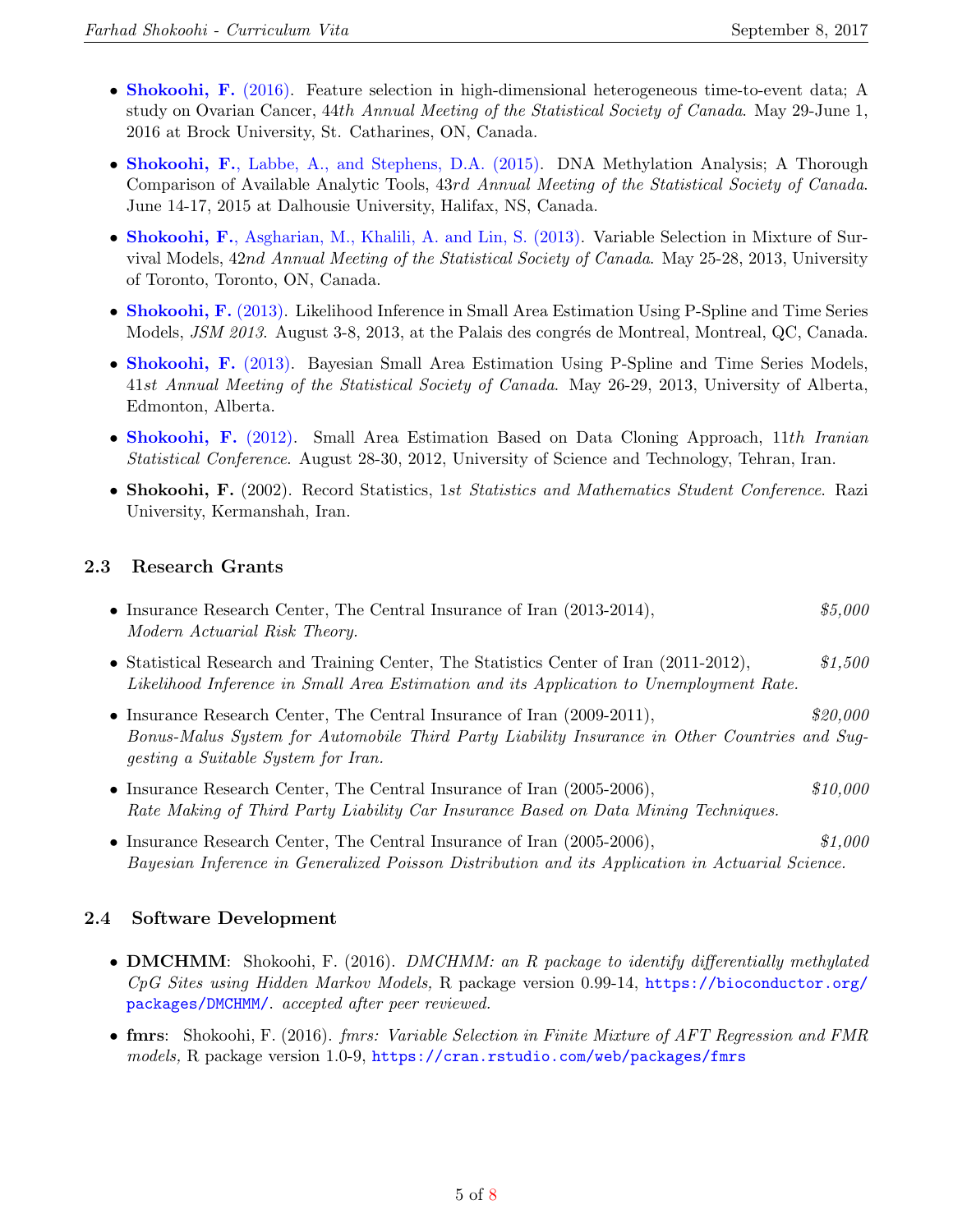- **Shokoohi, F.** (2016). Feature selection in high-dimensional heterogeneous time-to-event data; A study on Ovarian Cancer, 44*th Annual Meeting of the Statistical Society of Canada*. May 29-June 1, 2016 at Brock University, St. Catharines, ON, Canada.

- **Shokoohi, F.**, Labbe, A., and Stephens, D.A. (2015). DNA Methylation Analysis; A Thorough Comparison of Available Analytic Tools, 43*rd Annual Meeting of the Statistical Society of Canada*. June 14-17, 2015 at Dalhousie University, Halifax, NS, Canada.

- **Shokoohi, F.**, Asgharian, M., Khalili, A. and Lin, S. (2013). Variable Selection in Mixture of Survival Models, 42*nd Annual Meeting of the Statistical Society of Canada*. May 25-28, 2013, University of Toronto, Toronto, ON, Canada.

- **Shokoohi, F.** (2013). Likelihood Inference in Small Area Estimation Using P-Spline and Time Series Models, *JSM 2013*. August 3-8, 2013, at the Palais des congrés de Montreal, Montreal, QC, Canada.

- **Shokoohi, F.** (2013). Bayesian Small Area Estimation Using P-Spline and Time Series Models, 41*st Annual Meeting of the Statistical Society of Canada*. May 26-29, 2013, University of Alberta, Edmonton, Alberta.

- **Shokoohi, F.** (2012). Small Area Estimation Based on Data Cloning Approach, 11*th Iranian Statistical Conference*. August 28-30, 2012, University of Science and Technology, Tehran, Iran.

- **Shokoohi, F.** (2002). Record Statistics, 1*st Statistics and Mathematics Student Conference*. Razi University, Kermanshah, Iran.

### 2.3 Research Grants

- Insurance Research Center, The Central Insurance of Iran (2013-2014), *$5,000*
  *Modern Actuarial Risk Theory.*

- Statistical Research and Training Center, The Statistics Center of Iran (2011-2012), *$1,500*
  *Likelihood Inference in Small Area Estimation and its Application to Unemployment Rate.*

- Insurance Research Center, The Central Insurance of Iran (2009-2011), *$20,000*
  *Bonus-Malus System for Automobile Third Party Liability Insurance in Other Countries and Suggesting a Suitable System for Iran.*

- Insurance Research Center, The Central Insurance of Iran (2005-2006), *$10,000*
  *Rate Making of Third Party Liability Car Insurance Based on Data Mining Techniques.*

- Insurance Research Center, The Central Insurance of Iran (2005-2006), *$1,000*
  *Bayesian Inference in Generalized Poisson Distribution and its Application in Actuarial Science.*

### 2.4 Software Development

- **DMCHMM**: Shokoohi, F. (2016). *DMCHMM: an R package to identify differentially methylated CpG Sites using Hidden Markov Models,* R package version 0.99-14, https://bioconductor.org/packages/DMCHMM/. *accepted after peer reviewed.*

- **fmrs**: Shokoohi, F. (2016). *fmrs: Variable Selection in Finite Mixture of AFT Regression and FMR models,* R package version 1.0-9, https://cran.rstudio.com/web/packages/fmrs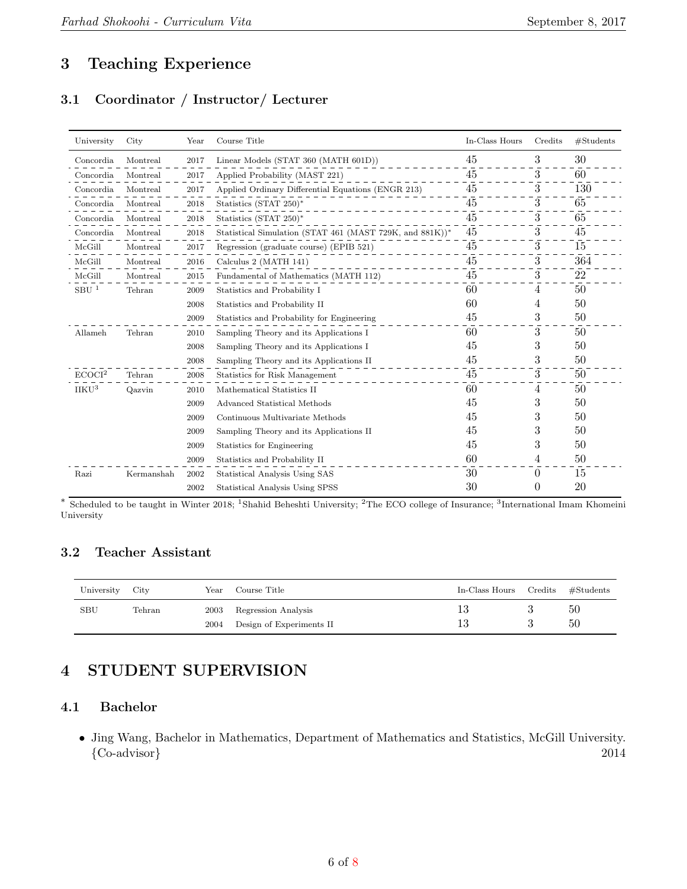## 3 Teaching Experience

### 3.1 Coordinator / Instructor/ Lecturer

| University | City | Year | Course Title | In-Class Hours | Credits | #Students |
|---|---|---|---|---|---|---|
| Concordia | Montreal | 2017 | Linear Models (STAT 360 (MATH 601D)) | 45 | 3 | 30 |
| Concordia | Montreal | 2017 | Applied Probability (MAST 221) | 45 | 3 | 60 |
| Concordia | Montreal | 2017 | Applied Ordinary Differential Equations (ENGR 213) | 45 | 3 | 130 |
| Concordia | Montreal | 2018 | Statistics (STAT 250)* | 45 | 3 | 65 |
| Concordia | Montreal | 2018 | Statistics (STAT 250)* | 45 | 3 | 65 |
| Concordia | Montreal | 2018 | Statistical Simulation (STAT 461 (MAST 729K, and 881K))* | 45 | 3 | 45 |
| McGill | Montreal | 2017 | Regression (graduate course) (EPIB 521) | 45 | 3 | 15 |
| McGill | Montreal | 2016 | Calculus 2 (MATH 141) | 45 | 3 | 364 |
| McGill | Montreal | 2015 | Fundamental of Mathematics (MATH 112) | 45 | 3 | 22 |
| SBU [1] | Tehran | 2009 | Statistics and Probability I | 60 | 4 | 50 |
| | | 2008 | Statistics and Probability II | 60 | 4 | 50 |
| | | 2009 | Statistics and Probability for Engineering | 45 | 3 | 50 |
| Allameh | Tehran | 2010 | Sampling Theory and its Applications I | 60 | 3 | 50 |
| | | 2008 | Sampling Theory and its Applications I | 45 | 3 | 50 |
| | | 2008 | Sampling Theory and its Applications II | 45 | 3 | 50 |
| ECOCI[2] | Tehran | 2008 | Statistics for Risk Management | 45 | 3 | 50 |
| IIKU[3] | Qazvin | 2010 | Mathematical Statistics II | 60 | 4 | 50 |
| | | 2009 | Advanced Statistical Methods | 45 | 3 | 50 |
| | | 2009 | Continuous Multivariate Methods | 45 | 3 | 50 |
| | | 2009 | Sampling Theory and its Applications II | 45 | 3 | 50 |
| | | 2009 | Statistics for Engineering | 45 | 3 | 50 |
| | | 2009 | Statistics and Probability II | 60 | 4 | 50 |
| Razi | Kermanshah | 2002 | Statistical Analysis Using SAS | 30 | 0 | 15 |
| | | 2002 | Statistical Analysis Using SPSS | 30 | 0 | 20 |

* Scheduled to be taught in Winter 2018; [1]Shahid Beheshti University; [2]The ECO college of Insurance; [3]International Imam Khomeini University

### 3.2 Teacher Assistant

| University | City | Year | Course Title | In-Class Hours | Credits | #Students |
|---|---|---|---|---|---|---|
| SBU | Tehran | 2003 | Regression Analysis | 13 | 3 | 50 |
| | | 2004 | Design of Experiments II | 13 | 3 | 50 |

## 4 STUDENT SUPERVISION

### 4.1 Bachelor

- Jing Wang, Bachelor in Mathematics, Department of Mathematics and Statistics, McGill University. {Co-advisor} 2014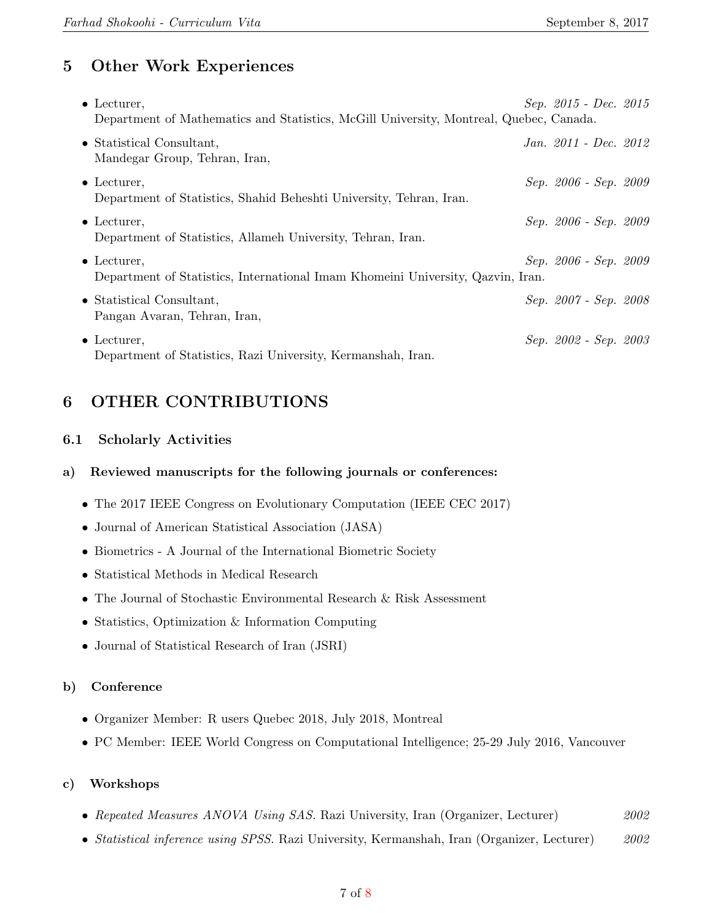## 5 Other Work Experiences

- Lecturer, *Sep. 2015 - Dec. 2015*
  Department of Mathematics and Statistics, McGill University, Montreal, Quebec, Canada.
- Statistical Consultant, *Jan. 2011 - Dec. 2012*
  Mandegar Group, Tehran, Iran,
- Lecturer, *Sep. 2006 - Sep. 2009*
  Department of Statistics, Shahid Beheshti University, Tehran, Iran.
- Lecturer, *Sep. 2006 - Sep. 2009*
  Department of Statistics, Allameh University, Tehran, Iran.
- Lecturer, *Sep. 2006 - Sep. 2009*
  Department of Statistics, International Imam Khomeini University, Qazvin, Iran.
- Statistical Consultant, *Sep. 2007 - Sep. 2008*
  Pangan Avaran, Tehran, Iran,
- Lecturer, *Sep. 2002 - Sep. 2003*
  Department of Statistics, Razi University, Kermanshah, Iran.

## 6 OTHER CONTRIBUTIONS

### 6.1 Scholarly Activities

#### a) Reviewed manuscripts for the following journals or conferences:

- The 2017 IEEE Congress on Evolutionary Computation (IEEE CEC 2017)
- Journal of American Statistical Association (JASA)
- Biometrics - A Journal of the International Biometric Society
- Statistical Methods in Medical Research
- The Journal of Stochastic Environmental Research & Risk Assessment
- Statistics, Optimization & Information Computing
- Journal of Statistical Research of Iran (JSRI)

#### b) Conference

- Organizer Member: R users Quebec 2018, July 2018, Montreal
- PC Member: IEEE World Congress on Computational Intelligence; 25-29 July 2016, Vancouver

#### c) Workshops

- *Repeated Measures ANOVA Using SAS.* Razi University, Iran (Organizer, Lecturer) *2002*
- *Statistical inference using SPSS.* Razi University, Kermanshah, Iran (Organizer, Lecturer) *2002*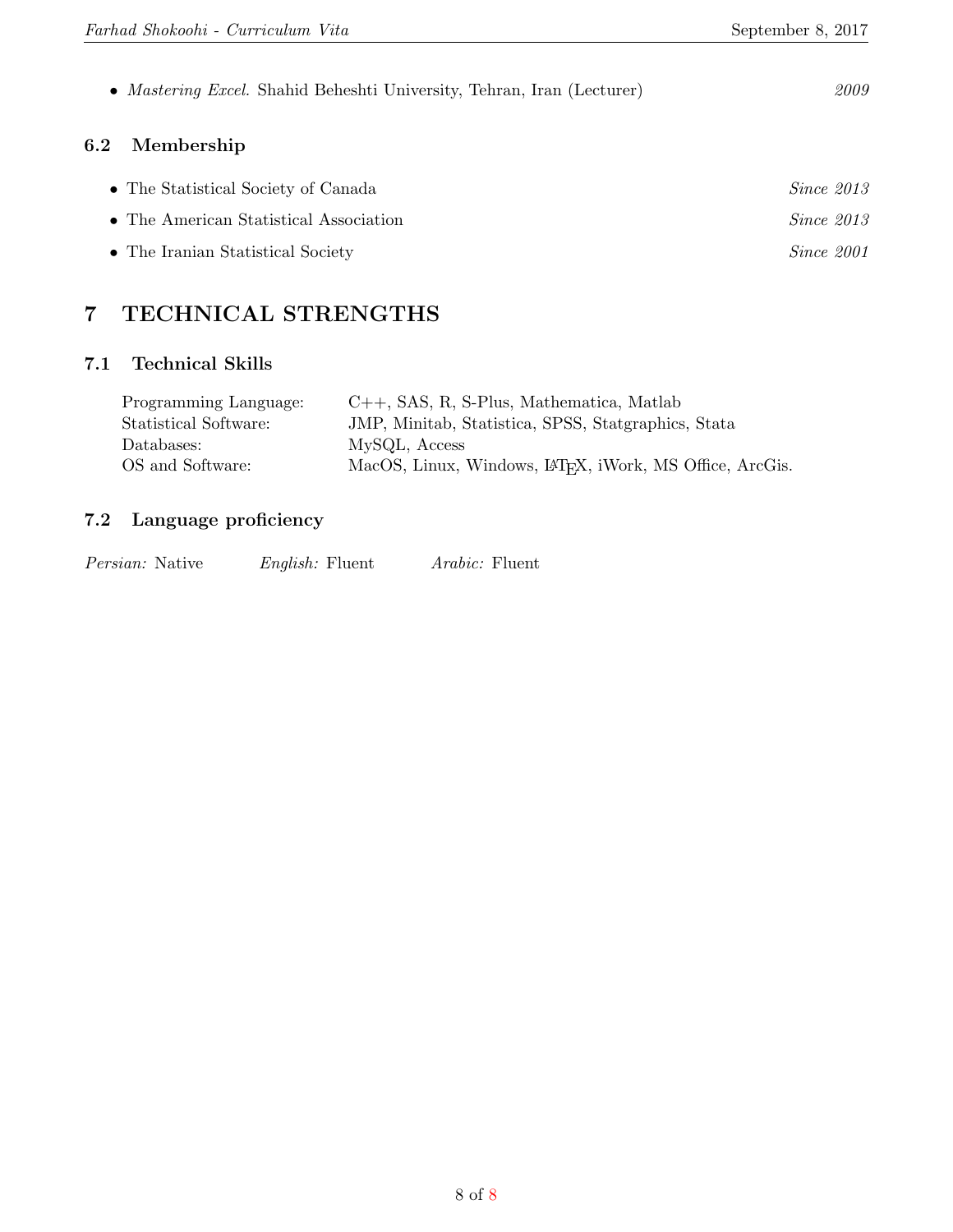- *Mastering Excel.* Shahid Beheshti University, Tehran, Iran (Lecturer) *2009*

### 6.2 Membership

- The Statistical Society of Canada *Since 2013*
- The American Statistical Association *Since 2013*
- The Iranian Statistical Society *Since 2001*

## 7 TECHNICAL STRENGTHS

### 7.1 Technical Skills

| | |
|---|---|
| Programming Language: | C++, SAS, R, S-Plus, Mathematica, Matlab |
| Statistical Software: | JMP, Minitab, Statistica, SPSS, Statgraphics, Stata |
| Databases: | MySQL, Access |
| OS and Software: | MacOS, Linux, Windows, LaTeX, iWork, MS Office, ArcGis. |

### 7.2 Language proficiency

*Persian:* Native *English:* Fluent *Arabic:* Fluent